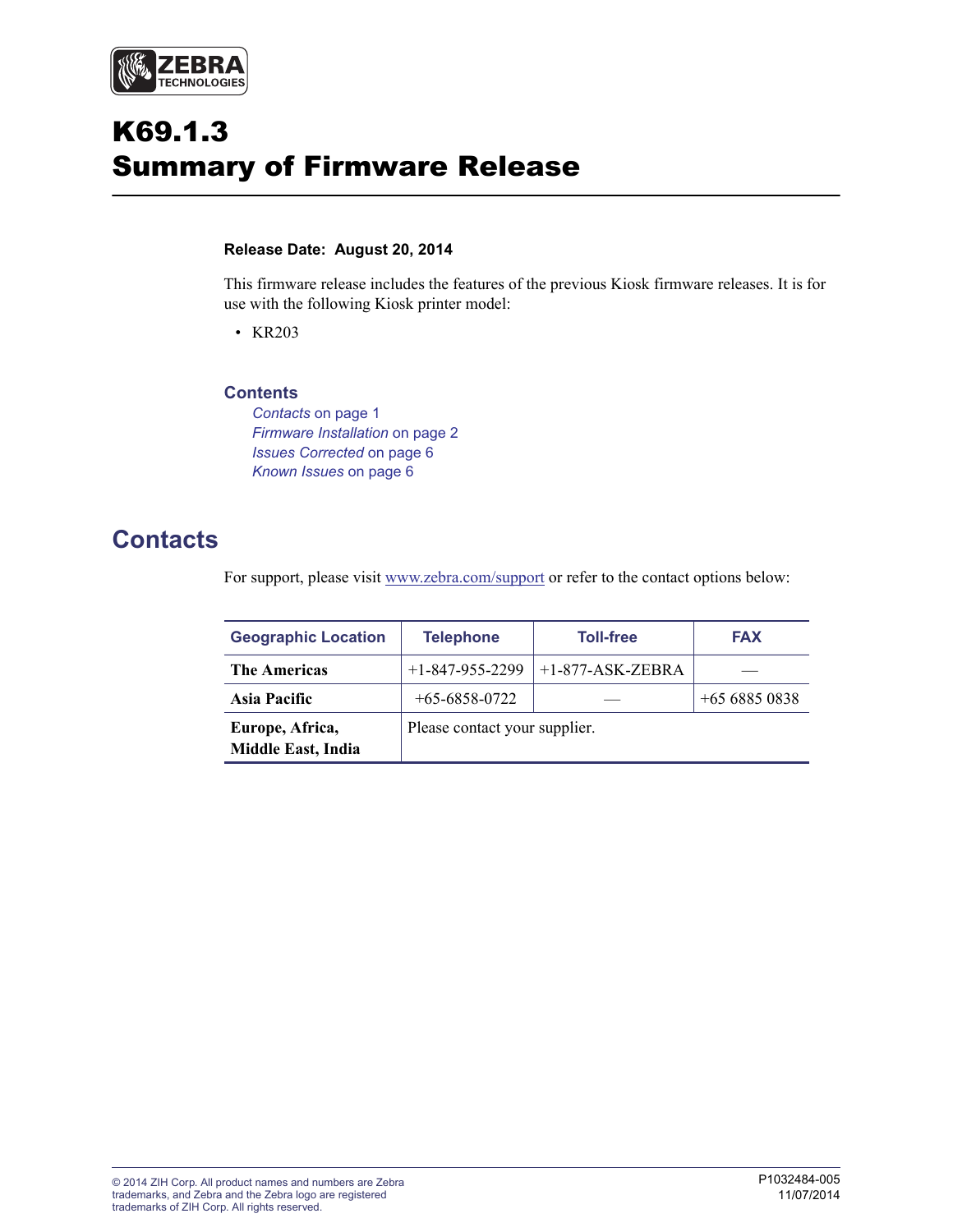# K69.1.3 Summary of Firmware Release

**Release Date: August 20, 2014**

This firmware release includes the features of the previous Kiosk firmware releases. It is for use with the following Kiosk printer model:

- KR203

### Contents

*Contacts* on page 1
*Firmware Installation* on page 2
*Issues Corrected* on page 6
*Known Issues* on page 6

## Contacts

For support, please visit www.zebra.com/support or refer to the contact options below:

| Geographic Location | Telephone | Toll-free | FAX |
|---|---|---|---|
| **The Americas** | +1-847-955-2299 | +1-877-ASK-ZEBRA | — |
| **Asia Pacific** | +65-6858-0722 | — | +65 6885 0838 |
| **Europe, Africa, Middle East, India** | Please contact your supplier. | | |

© 2014 ZIH Corp. All product names and numbers are Zebra trademarks, and Zebra and the Zebra logo are registered trademarks of ZIH Corp. All rights reserved.

P1032484-005
11/07/2014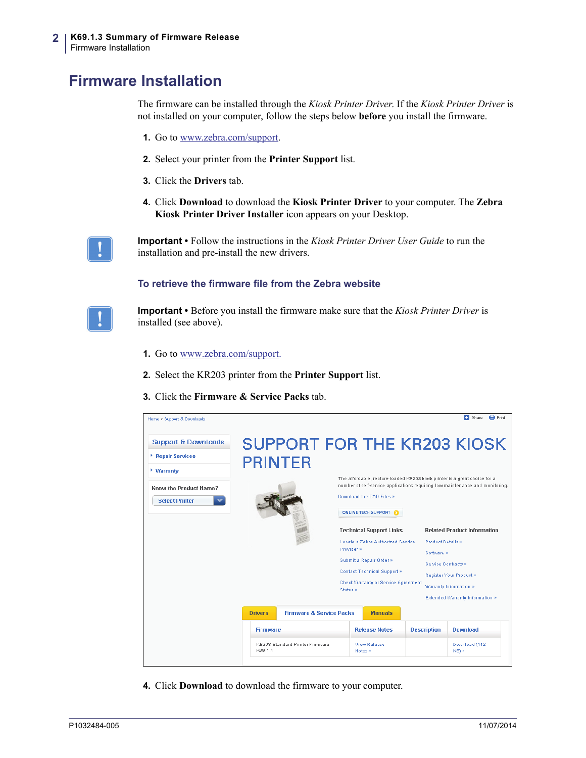# Firmware Installation

The firmware can be installed through the *Kiosk Printer Driver*. If the *Kiosk Printer Driver* is not installed on your computer, follow the steps below **before** you install the firmware.

1. Go to www.zebra.com/support.
2. Select your printer from the **Printer Support** list.
3. Click the **Drivers** tab.
4. Click **Download** to download the **Kiosk Printer Driver** to your computer. The **Zebra Kiosk Printer Driver Installer** icon appears on your Desktop.

**Important •** Follow the instructions in the *Kiosk Printer Driver User Guide* to run the installation and pre-install the new drivers.

### To retrieve the firmware file from the Zebra website

**Important •** Before you install the firmware make sure that the *Kiosk Printer Driver* is installed (see above).

1. Go to www.zebra.com/support.
2. Select the KR203 printer from the **Printer Support** list.
3. Click the **Firmware & Service Packs** tab.

4. Click **Download** to download the firmware to your computer.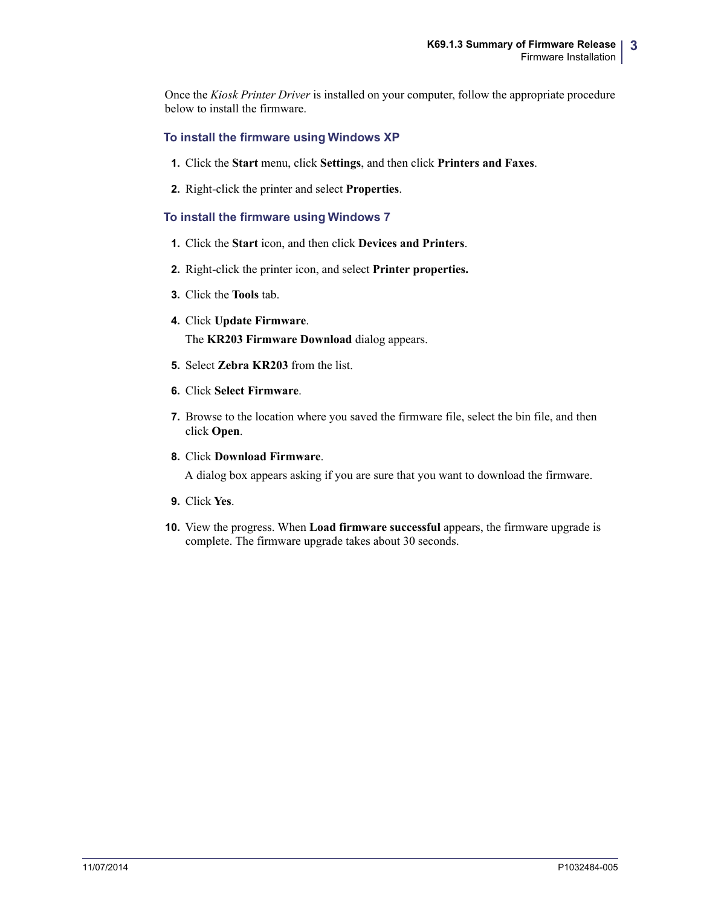Once the *Kiosk Printer Driver* is installed on your computer, follow the appropriate procedure below to install the firmware.

### To install the firmware using Windows XP

1. Click the **Start** menu, click **Settings**, and then click **Printers and Faxes**.
2. Right-click the printer and select **Properties**.

### To install the firmware using Windows 7

1. Click the **Start** icon, and then click **Devices and Printers**.
2. Right-click the printer icon, and select **Printer properties.**
3. Click the **Tools** tab.
4. Click **Update Firmware**.

   The **KR203 Firmware Download** dialog appears.
5. Select **Zebra KR203** from the list.
6. Click **Select Firmware**.
7. Browse to the location where you saved the firmware file, select the bin file, and then click **Open**.
8. Click **Download Firmware**.

   A dialog box appears asking if you are sure that you want to download the firmware.
9. Click **Yes**.
10. View the progress. When **Load firmware successful** appears, the firmware upgrade is complete. The firmware upgrade takes about 30 seconds.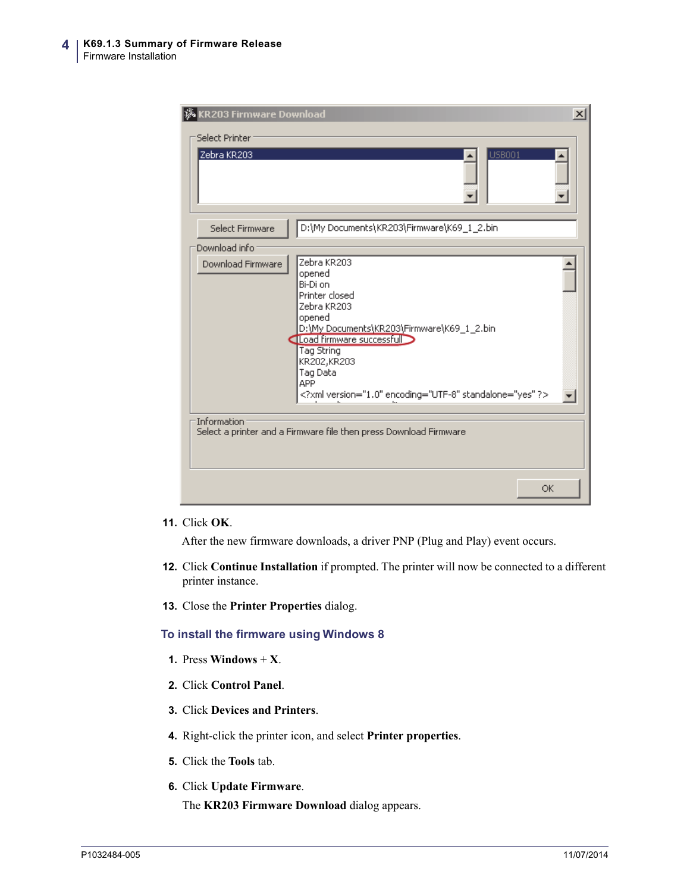11. Click **OK**.

    After the new firmware downloads, a driver PNP (Plug and Play) event occurs.

12. Click **Continue Installation** if prompted. The printer will now be connected to a different printer instance.

13. Close the **Printer Properties** dialog.

### To install the firmware using Windows 8

1. Press **Windows** + **X**.

2. Click **Control Panel**.

3. Click **Devices and Printers**.

4. Right-click the printer icon, and select **Printer properties**.

5. Click the **Tools** tab.

6. Click **Update Firmware**.

   The **KR203 Firmware Download** dialog appears.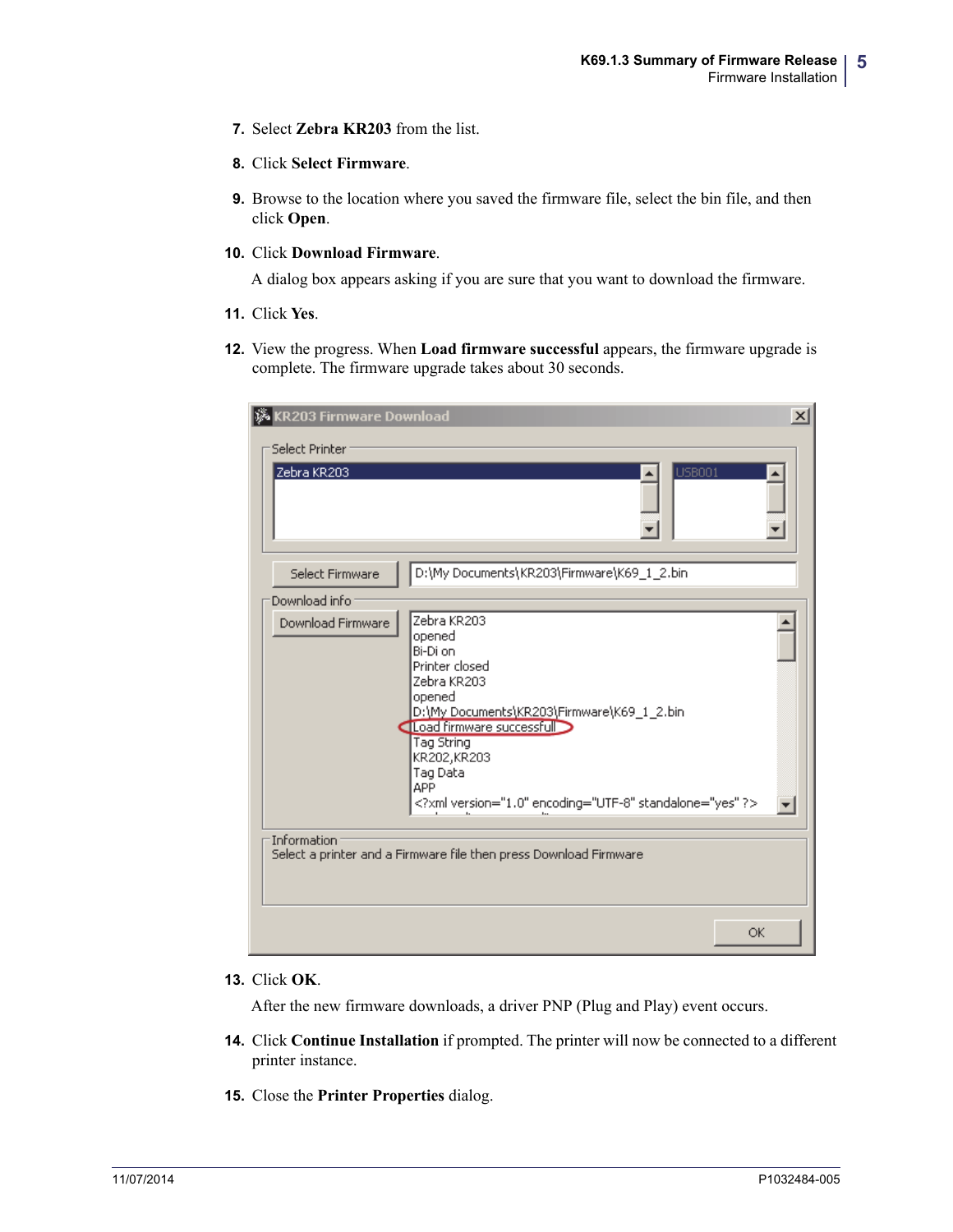7. Select **Zebra KR203** from the list.

8. Click **Select Firmware**.

9. Browse to the location where you saved the firmware file, select the bin file, and then click **Open**.

10. Click **Download Firmware**.

    A dialog box appears asking if you are sure that you want to download the firmware.

11. Click **Yes**.

12. View the progress. When **Load firmware successful** appears, the firmware upgrade is complete. The firmware upgrade takes about 30 seconds.

13. Click **OK**.

    After the new firmware downloads, a driver PNP (Plug and Play) event occurs.

14. Click **Continue Installation** if prompted. The printer will now be connected to a different printer instance.

15. Close the **Printer Properties** dialog.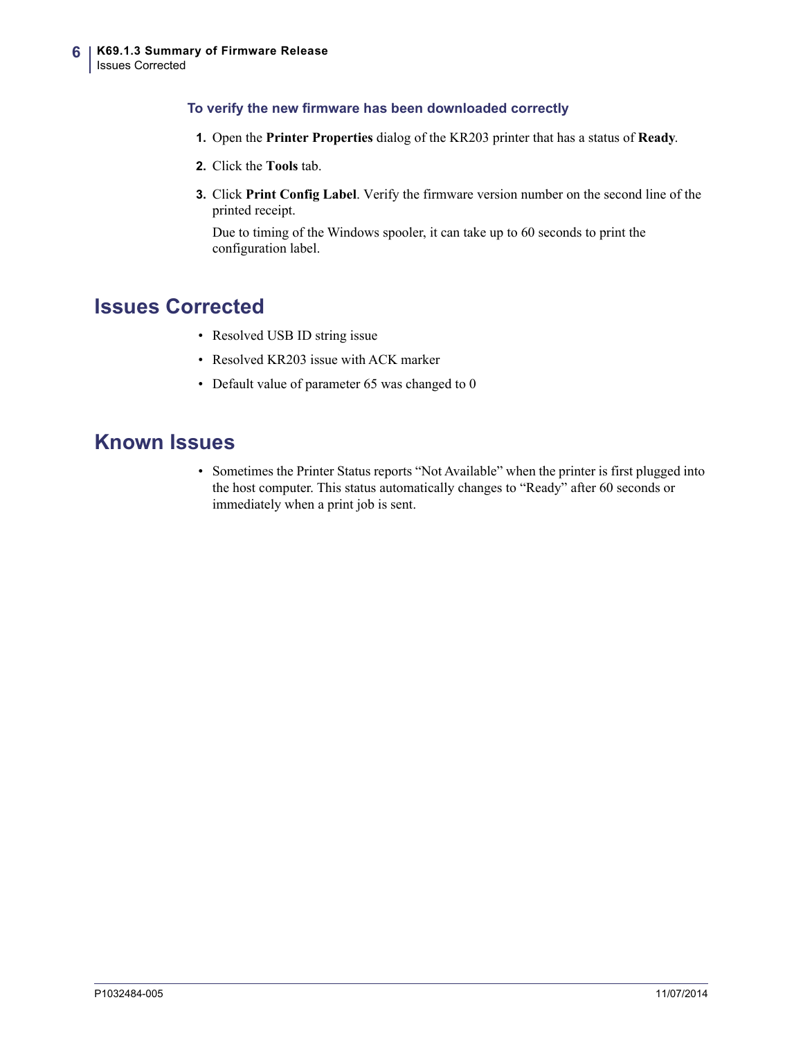### To verify the new firmware has been downloaded correctly

1. Open the **Printer Properties** dialog of the KR203 printer that has a status of **Ready**.
2. Click the **Tools** tab.
3. Click **Print Config Label**. Verify the firmware version number on the second line of the printed receipt.

   Due to timing of the Windows spooler, it can take up to 60 seconds to print the configuration label.

## Issues Corrected

- Resolved USB ID string issue
- Resolved KR203 issue with ACK marker
- Default value of parameter 65 was changed to 0

## Known Issues

- Sometimes the Printer Status reports "Not Available" when the printer is first plugged into the host computer. This status automatically changes to "Ready" after 60 seconds or immediately when a print job is sent.